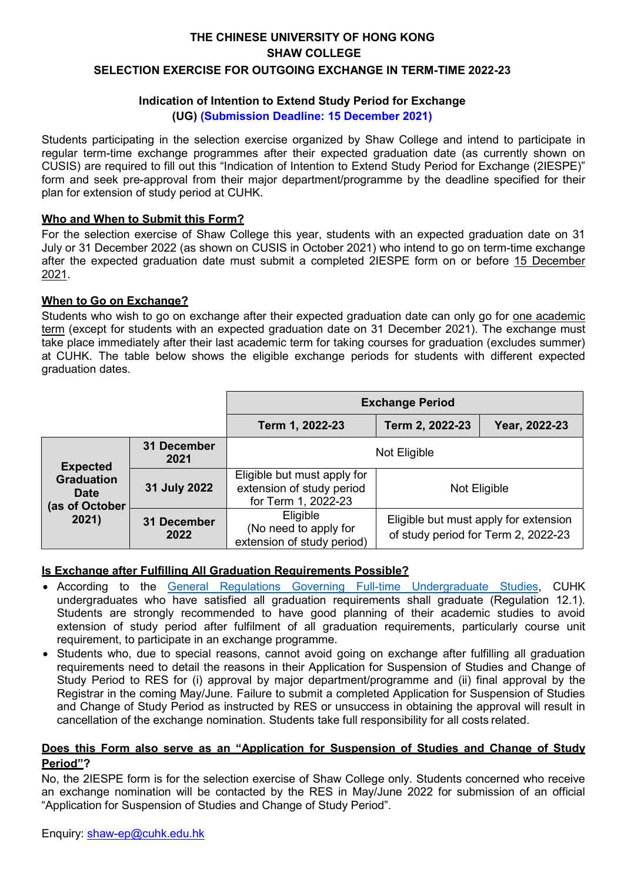# THE CHINESE UNIVERSITY OF HONG KONG
# SHAW COLLEGE
# SELECTION EXERCISE FOR OUTGOING EXCHANGE IN TERM-TIME 2022-23

## Indication of Intention to Extend Study Period for Exchange
**(UG) (Submission Deadline: 15 December 2021)**

Students participating in the selection exercise organized by Shaw College and intend to participate in regular term-time exchange programmes after their expected graduation date (as currently shown on CUSIS) are required to fill out this "Indication of Intention to Extend Study Period for Exchange (2IESPE)" form and seek pre-approval from their major department/programme by the deadline specified for their plan for extension of study period at CUHK.

### Who and When to Submit this Form?

For the selection exercise of Shaw College this year, students with an expected graduation date on 31 July or 31 December 2022 (as shown on CUSIS in October 2021) who intend to go on term-time exchange after the expected graduation date must submit a completed 2IESPE form on or before 15 December 2021.

### When to Go on Exchange?

Students who wish to go on exchange after their expected graduation date can only go for one academic term (except for students with an expected graduation date on 31 December 2021). The exchange must take place immediately after their last academic term for taking courses for graduation (excludes summer) at CUHK. The table below shows the eligible exchange periods for students with different expected graduation dates.

| | | Exchange Period | | |
|---|---|---|---|---|
| | | **Term 1, 2022-23** | **Term 2, 2022-23** | **Year, 2022-23** |
| **Expected Graduation Date (as of October 2021)** | **31 December 2021** | Not Eligible | | |
| | **31 July 2022** | Eligible but must apply for extension of study period for Term 1, 2022-23 | Not Eligible | |
| | **31 December 2022** | Eligible (No need to apply for extension of study period) | Eligible but must apply for extension of study period for Term 2, 2022-23 | |

### Is Exchange after Fulfilling All Graduation Requirements Possible?

- According to the General Regulations Governing Full-time Undergraduate Studies, CUHK undergraduates who have satisfied all graduation requirements shall graduate (Regulation 12.1). Students are strongly recommended to have good planning of their academic studies to avoid extension of study period after fulfilment of all graduation requirements, particularly course unit requirement, to participate in an exchange programme.
- Students who, due to special reasons, cannot avoid going on exchange after fulfilling all graduation requirements need to detail the reasons in their Application for Suspension of Studies and Change of Study Period to RES for (i) approval by major department/programme and (ii) final approval by the Registrar in the coming May/June. Failure to submit a completed Application for Suspension of Studies and Change of Study Period as instructed by RES or unsuccess in obtaining the approval will result in cancellation of the exchange nomination. Students take full responsibility for all costs related.

### Does this Form also serve as an "Application for Suspension of Studies and Change of Study Period"?

No, the 2IESPE form is for the selection exercise of Shaw College only. Students concerned who receive an exchange nomination will be contacted by the RES in May/June 2022 for submission of an official "Application for Suspension of Studies and Change of Study Period".

Enquiry: shaw-ep@cuhk.edu.hk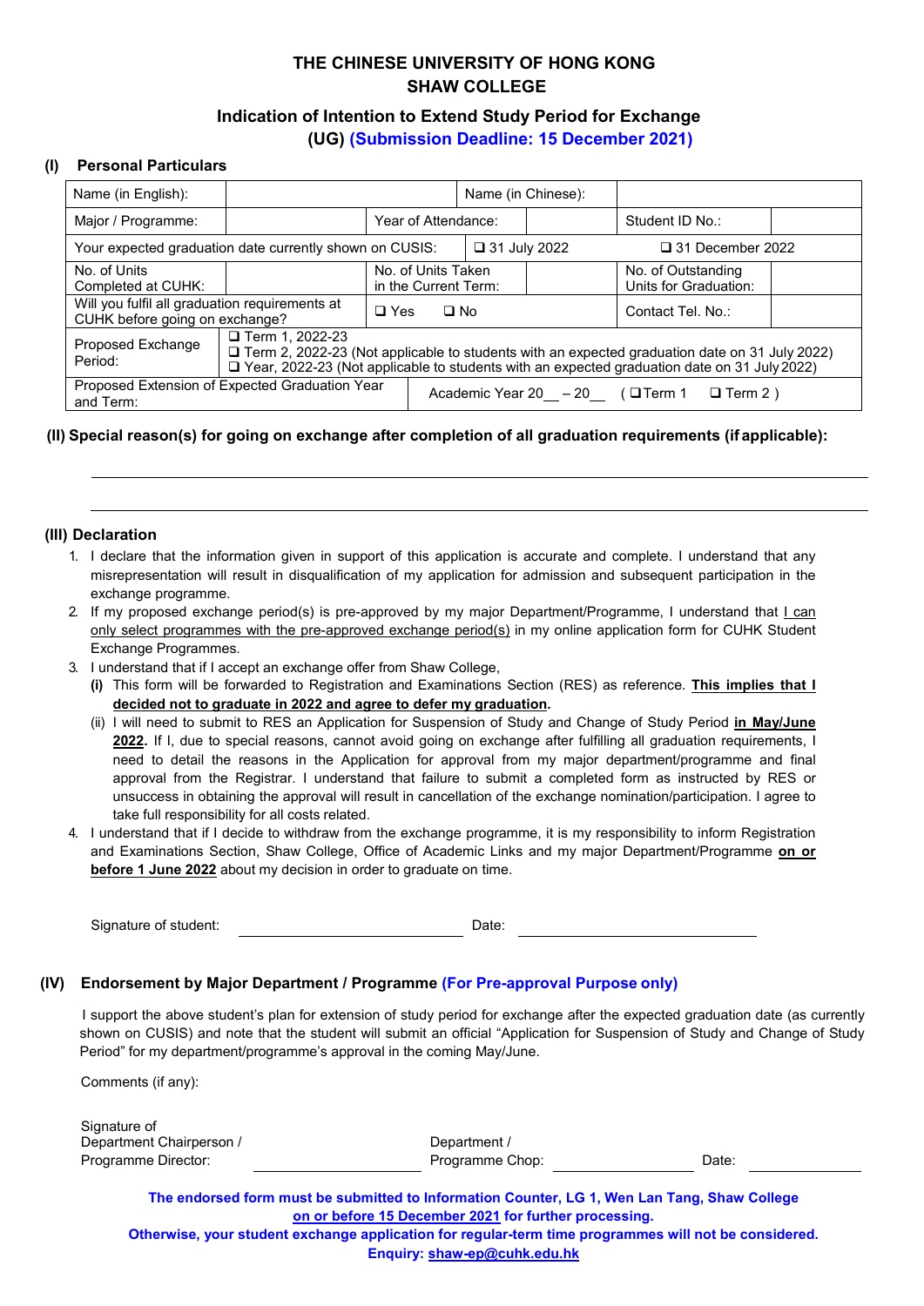# THE CHINESE UNIVERSITY OF HONG KONG
# SHAW COLLEGE

## Indication of Intention to Extend Study Period for Exchange (UG) (Submission Deadline: 15 December 2021)

### (I) Personal Particulars

| | | | | | | |
|---|---|---|---|---|---|---|
| Name (in English): | | | Name (in Chinese): | | | |
| Major / Programme: | | Year of Attendance: | | | Student ID No.: | |
| Your expected graduation date currently shown on CUSIS: | | | ❑ 31 July 2022 | | ❑ 31 December 2022 | |
| No. of Units Completed at CUHK: | | No. of Units Taken in the Current Term: | | | No. of Outstanding Units for Graduation: | |
| Will you fulfil all graduation requirements at CUHK before going on exchange? | | ❑ Yes ❑ No | | | Contact Tel. No.: | |
| Proposed Exchange Period: | ❑ Term 1, 2022-23<br>❑ Term 2, 2022-23 (Not applicable to students with an expected graduation date on 31 July 2022)<br>❑ Year, 2022-23 (Not applicable to students with an expected graduation date on 31 July 2022) | | | | | |
| Proposed Extension of Expected Graduation Year and Term: | | | Academic Year 20__ – 20__ ( ❑Term 1 ❑ Term 2 ) | | | |

### (II) Special reason(s) for going on exchange after completion of all graduation requirements (if applicable):

\_\_\_\_\_\_\_\_\_\_\_\_\_\_\_\_\_\_\_\_\_\_\_\_\_\_\_\_\_\_\_\_\_\_\_\_\_\_\_\_\_\_\_\_\_\_\_\_\_\_\_\_\_\_\_\_\_\_\_\_\_\_\_\_\_\_\_\_\_\_\_\_\_\_\_\_\_\_

\_\_\_\_\_\_\_\_\_\_\_\_\_\_\_\_\_\_\_\_\_\_\_\_\_\_\_\_\_\_\_\_\_\_\_\_\_\_\_\_\_\_\_\_\_\_\_\_\_\_\_\_\_\_\_\_\_\_\_\_\_\_\_\_\_\_\_\_\_\_\_\_\_\_\_\_\_\_

### (III) Declaration

1. I declare that the information given in support of this application is accurate and complete. I understand that any misrepresentation will result in disqualification of my application for admission and subsequent participation in the exchange programme.
2. If my proposed exchange period(s) is pre-approved by my major Department/Programme, I understand that <u>I can only select programmes with the pre-approved exchange period(s)</u> in my online application form for CUHK Student Exchange Programmes.
3. I understand that if I accept an exchange offer from Shaw College,
   - **(i)** This form will be forwarded to Registration and Examinations Section (RES) as reference. **<u>This implies that I decided not to graduate in 2022 and agree to defer my graduation</u>.**
   - (ii) I will need to submit to RES an Application for Suspension of Study and Change of Study Period **<u>in May/June 2022</u>.** If I, due to special reasons, cannot avoid going on exchange after fulfilling all graduation requirements, I need to detail the reasons in the Application for approval from my major department/programme and final approval from the Registrar. I understand that failure to submit a completed form as instructed by RES or unsuccess in obtaining the approval will result in cancellation of the exchange nomination/participation. I agree to take full responsibility for all costs related.
4. I understand that if I decide to withdraw from the exchange programme, it is my responsibility to inform Registration and Examinations Section, Shaw College, Office of Academic Links and my major Department/Programme **<u>on or before 1 June 2022</u>** about my decision in order to graduate on time.

Signature of student: \_\_\_\_\_\_\_\_\_\_\_\_\_\_\_\_\_\_\_\_\_\_\_\_ Date: \_\_\_\_\_\_\_\_\_\_\_\_\_\_\_\_\_\_\_\_\_\_\_\_

### (IV) Endorsement by Major Department / Programme (For Pre-approval Purpose only)

I support the above student's plan for extension of study period for exchange after the expected graduation date (as currently shown on CUSIS) and note that the student will submit an official "Application for Suspension of Study and Change of Study Period" for my department/programme's approval in the coming May/June.

Comments (if any):

Signature of Department Chairperson / Programme Director: \_\_\_\_\_\_\_\_\_\_\_\_\_\_\_\_ Department / Programme Chop: \_\_\_\_\_\_\_\_\_\_\_\_\_\_\_\_ Date: \_\_\_\_\_\_\_\_\_\_\_\_

**The endorsed form must be submitted to Information Counter, LG 1, Wen Lan Tang, Shaw College <u>on or before 15 December 2021</u> for further processing.**

**Otherwise, your student exchange application for regular-term time programmes will not be considered.**

**Enquiry: <u>shaw-ep@cuhk.edu.hk</u>**